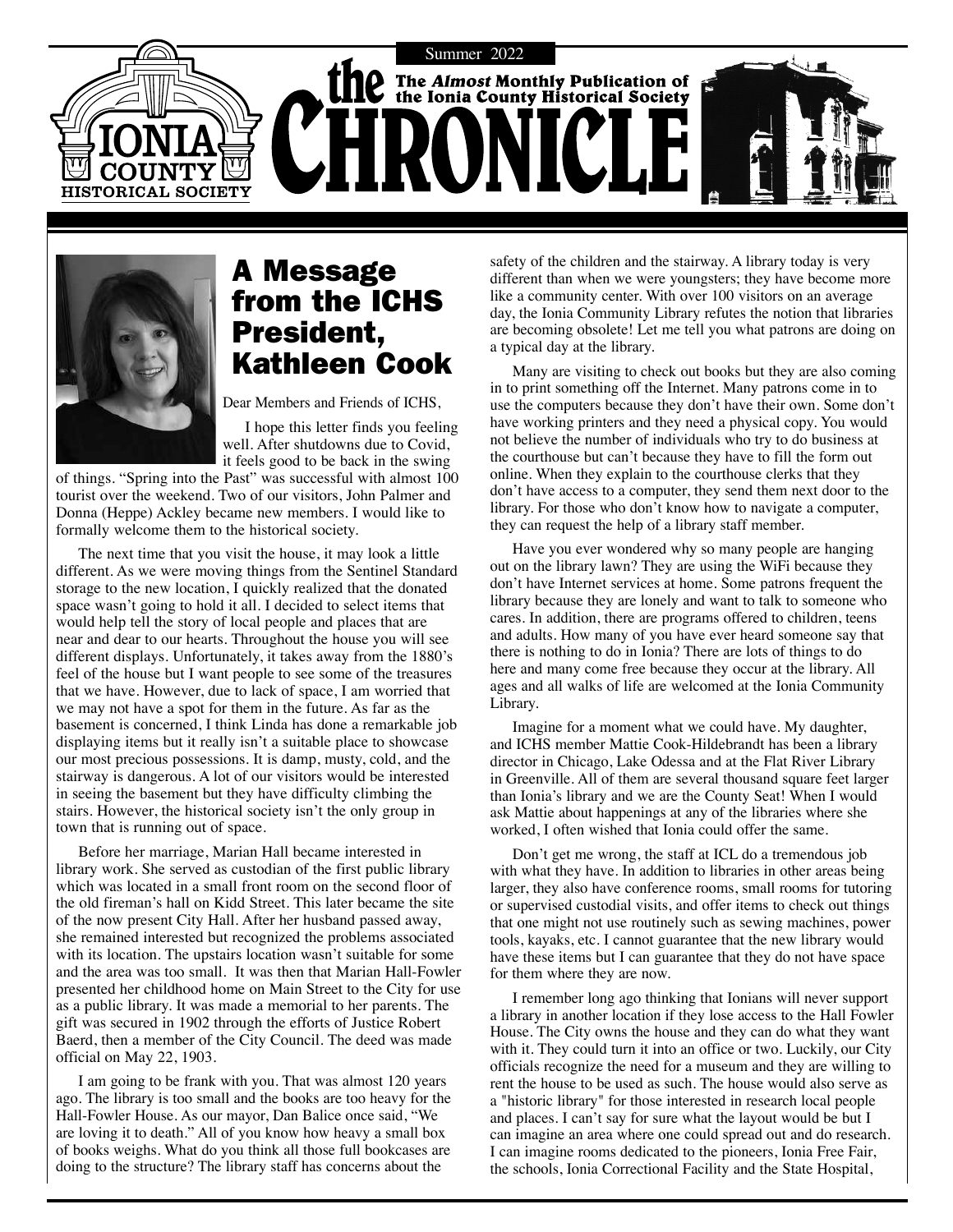Summer 2022

# the CHRONICLE

The *Almost* Monthly Publication of the Ionia County Historical Society

## A Message from the ICHS President, Kathleen Cook

Dear Members and Friends of ICHS,

I hope this letter finds you feeling well. After shutdowns due to Covid, it feels good to be back in the swing of things. "Spring into the Past" was successful with almost 100 tourist over the weekend. Two of our visitors, John Palmer and Donna (Heppe) Ackley became new members. I would like to formally welcome them to the historical society.

The next time that you visit the house, it may look a little different. As we were moving things from the Sentinel Standard storage to the new location, I quickly realized that the donated space wasn't going to hold it all. I decided to select items that would help tell the story of local people and places that are near and dear to our hearts. Throughout the house you will see different displays. Unfortunately, it takes away from the 1880's feel of the house but I want people to see some of the treasures that we have. However, due to lack of space, I am worried that we may not have a spot for them in the future. As far as the basement is concerned, I think Linda has done a remarkable job displaying items but it really isn't a suitable place to showcase our most precious possessions. It is damp, musty, cold, and the stairway is dangerous. A lot of our visitors would be interested in seeing the basement but they have difficulty climbing the stairs. However, the historical society isn't the only group in town that is running out of space.

Before her marriage, Marian Hall became interested in library work. She served as custodian of the first public library which was located in a small front room on the second floor of the old fireman's hall on Kidd Street. This later became the site of the now present City Hall. After her husband passed away, she remained interested but recognized the problems associated with its location. The upstairs location wasn't suitable for some and the area was too small. It was then that Marian Hall-Fowler presented her childhood home on Main Street to the City for use as a public library. It was made a memorial to her parents. The gift was secured in 1902 through the efforts of Justice Robert Baerd, then a member of the City Council. The deed was made official on May 22, 1903.

I am going to be frank with you. That was almost 120 years ago. The library is too small and the books are too heavy for the Hall-Fowler House. As our mayor, Dan Balice once said, "We are loving it to death." All of you know how heavy a small box of books weighs. What do you think all those full bookcases are doing to the structure? The library staff has concerns about the safety of the children and the stairway. A library today is very different than when we were youngsters; they have become more like a community center. With over 100 visitors on an average day, the Ionia Community Library refutes the notion that libraries are becoming obsolete! Let me tell you what patrons are doing on a typical day at the library.

Many are visiting to check out books but they are also coming in to print something off the Internet. Many patrons come in to use the computers because they don't have their own. Some don't have working printers and they need a physical copy. You would not believe the number of individuals who try to do business at the courthouse but can't because they have to fill the form out online. When they explain to the courthouse clerks that they don't have access to a computer, they send them next door to the library. For those who don't know how to navigate a computer, they can request the help of a library staff member.

Have you ever wondered why so many people are hanging out on the library lawn? They are using the WiFi because they don't have Internet services at home. Some patrons frequent the library because they are lonely and want to talk to someone who cares. In addition, there are programs offered to children, teens and adults. How many of you have ever heard someone say that there is nothing to do in Ionia? There are lots of things to do here and many come free because they occur at the library. All ages and all walks of life are welcomed at the Ionia Community Library.

Imagine for a moment what we could have. My daughter, and ICHS member Mattie Cook-Hildebrandt has been a library director in Chicago, Lake Odessa and at the Flat River Library in Greenville. All of them are several thousand square feet larger than Ionia's library and we are the County Seat! When I would ask Mattie about happenings at any of the libraries where she worked, I often wished that Ionia could offer the same.

Don't get me wrong, the staff at ICL do a tremendous job with what they have. In addition to libraries in other areas being larger, they also have conference rooms, small rooms for tutoring or supervised custodial visits, and offer items to check out things that one might not use routinely such as sewing machines, power tools, kayaks, etc. I cannot guarantee that the new library would have these items but I can guarantee that they do not have space for them where they are now.

I remember long ago thinking that Ionians will never support a library in another location if they lose access to the Hall Fowler House. The City owns the house and they can do what they want with it. They could turn it into an office or two. Luckily, our City officials recognize the need for a museum and they are willing to rent the house to be used as such. The house would also serve as a "historic library" for those interested in research local people and places. I can't say for sure what the layout would be but I can imagine an area where one could spread out and do research. I can imagine rooms dedicated to the pioneers, Ionia Free Fair, the schools, Ionia Correctional Facility and the State Hospital,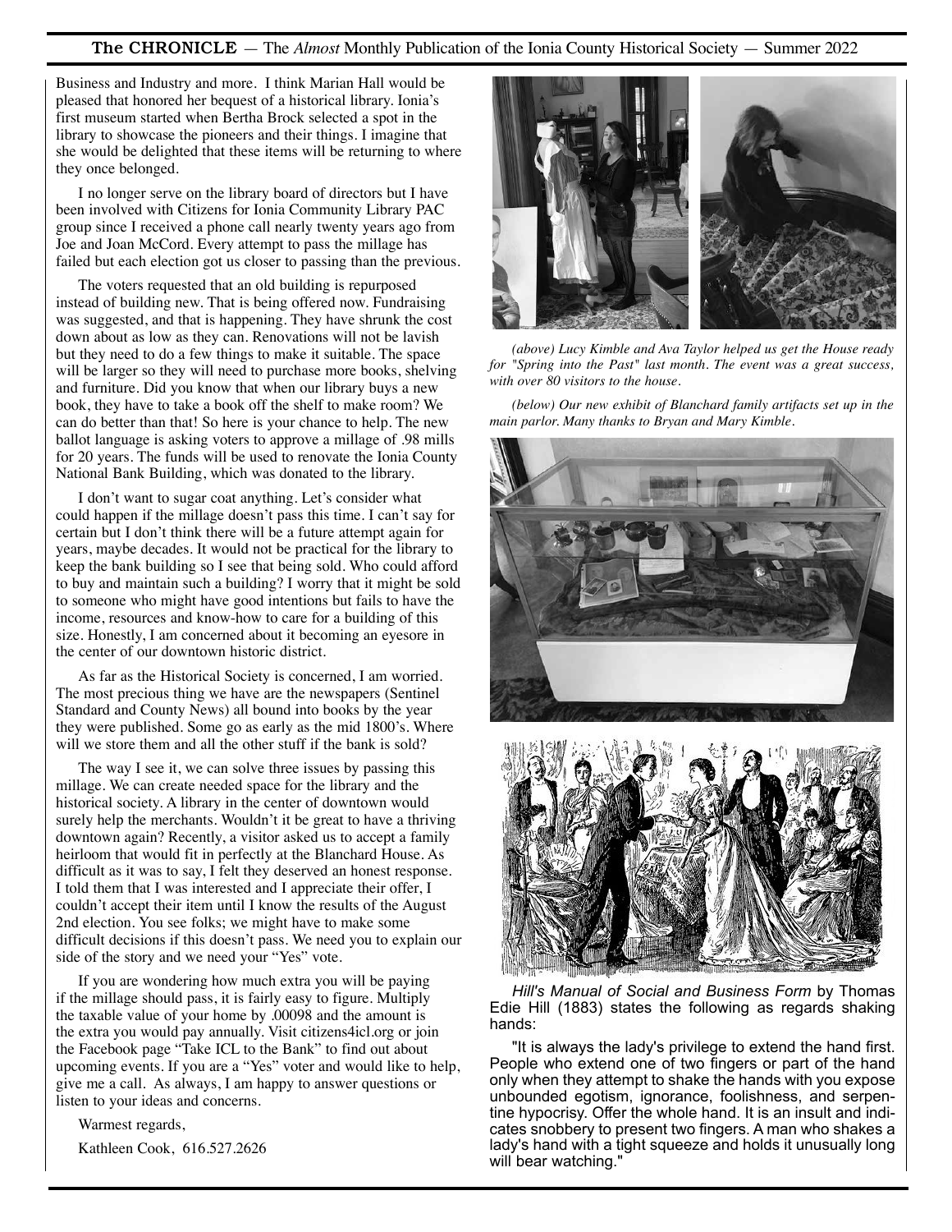Business and Industry and more. I think Marian Hall would be pleased that honored her bequest of a historical library. Ionia's first museum started when Bertha Brock selected a spot in the library to showcase the pioneers and their things. I imagine that she would be delighted that these items will be returning to where they once belonged.

I no longer serve on the library board of directors but I have been involved with Citizens for Ionia Community Library PAC group since I received a phone call nearly twenty years ago from Joe and Joan McCord. Every attempt to pass the millage has failed but each election got us closer to passing than the previous.

The voters requested that an old building is repurposed instead of building new. That is being offered now. Fundraising was suggested, and that is happening. They have shrunk the cost down about as low as they can. Renovations will not be lavish but they need to do a few things to make it suitable. The space will be larger so they will need to purchase more books, shelving and furniture. Did you know that when our library buys a new book, they have to take a book off the shelf to make room? We can do better than that! So here is your chance to help. The new ballot language is asking voters to approve a millage of .98 mills for 20 years. The funds will be used to renovate the Ionia County National Bank Building, which was donated to the library.

I don't want to sugar coat anything. Let's consider what could happen if the millage doesn't pass this time. I can't say for certain but I don't think there will be a future attempt again for years, maybe decades. It would not be practical for the library to keep the bank building so I see that being sold. Who could afford to buy and maintain such a building? I worry that it might be sold to someone who might have good intentions but fails to have the income, resources and know-how to care for a building of this size. Honestly, I am concerned about it becoming an eyesore in the center of our downtown historic district.

As far as the Historical Society is concerned, I am worried. The most precious thing we have are the newspapers (Sentinel Standard and County News) all bound into books by the year they were published. Some go as early as the mid 1800's. Where will we store them and all the other stuff if the bank is sold?

The way I see it, we can solve three issues by passing this millage. We can create needed space for the library and the historical society. A library in the center of downtown would surely help the merchants. Wouldn't it be great to have a thriving downtown again? Recently, a visitor asked us to accept a family heirloom that would fit in perfectly at the Blanchard House. As difficult as it was to say, I felt they deserved an honest response. I told them that I was interested and I appreciate their offer, I couldn't accept their item until I know the results of the August 2nd election. You see folks; we might have to make some difficult decisions if this doesn't pass. We need you to explain our side of the story and we need your "Yes" vote.

If you are wondering how much extra you will be paying if the millage should pass, it is fairly easy to figure. Multiply the taxable value of your home by .00098 and the amount is the extra you would pay annually. Visit citizens4icl.org or join the Facebook page "Take ICL to the Bank" to find out about upcoming events. If you are a "Yes" voter and would like to help, give me a call. As always, I am happy to answer questions or listen to your ideas and concerns.

Warmest regards,

Kathleen Cook, 616.527.2626

*(above) Lucy Kimble and Ava Taylor helped us get the House ready for "Spring into the Past" last month. The event was a great success, with over 80 visitors to the house.*

*(below) Our new exhibit of Blanchard family artifacts set up in the main parlor. Many thanks to Bryan and Mary Kimble.*

*Hill's Manual of Social and Business Form* by Thomas Edie Hill (1883) states the following as regards shaking hands:

"It is always the lady's privilege to extend the hand first. People who extend one of two fingers or part of the hand only when they attempt to shake the hands with you expose unbounded egotism, ignorance, foolishness, and serpentine hypocrisy. Offer the whole hand. It is an insult and indicates snobbery to present two fingers. A man who shakes a lady's hand with a tight squeeze and holds it unusually long will bear watching."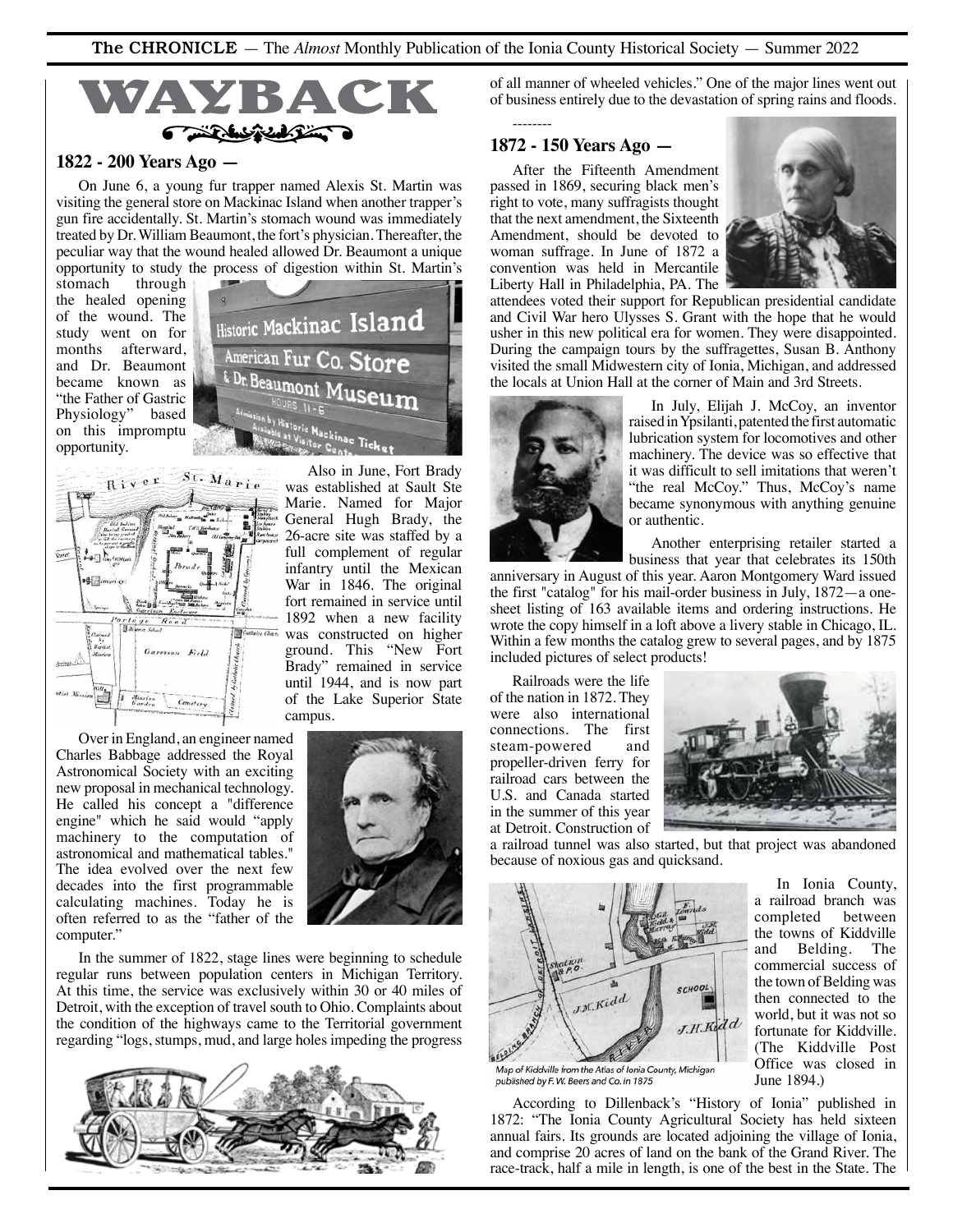# WAYBACK

### 1822 - 200 Years Ago —

On June 6, a young fur trapper named Alexis St. Martin was visiting the general store on Mackinac Island when another trapper's gun fire accidentally. St. Martin's stomach wound was immediately treated by Dr. William Beaumont, the fort's physician. Thereafter, the peculiar way that the wound healed allowed Dr. Beaumont a unique opportunity to study the process of digestion within St. Martin's stomach through the healed opening of the wound. The study went on for months afterward, and Dr. Beaumont became known as "the Father of Gastric Physiology" based on this impromptu opportunity.

Also in June, Fort Brady was established at Sault Ste Marie. Named for Major General Hugh Brady, the 26-acre site was staffed by a full complement of regular infantry until the Mexican War in 1846. The original fort remained in service until 1892 when a new facility was constructed on higher ground. This "New Fort Brady" remained in service until 1944, and is now part of the Lake Superior State campus.

Over in England, an engineer named Charles Babbage addressed the Royal Astronomical Society with an exciting new proposal in mechanical technology. He called his concept a "difference engine" which he said would "apply machinery to the computation of astronomical and mathematical tables." The idea evolved over the next few decades into the first programmable calculating machines. Today he is often referred to as the "father of the computer."

In the summer of 1822, stage lines were beginning to schedule regular runs between population centers in Michigan Territory. At this time, the service was exclusively within 30 or 40 miles of Detroit, with the exception of travel south to Ohio. Complaints about the condition of the highways came to the Territorial government regarding "logs, stumps, mud, and large holes impeding the progress of all manner of wheeled vehicles." One of the major lines went out of business entirely due to the devastation of spring rains and floods.

--------

### 1872 - 150 Years Ago —

After the Fifteenth Amendment passed in 1869, securing black men's right to vote, many suffragists thought that the next amendment, the Sixteenth Amendment, should be devoted to woman suffrage. In June of 1872 a convention was held in Mercantile Liberty Hall in Philadelphia, PA. The attendees voted their support for Republican presidential candidate and Civil War hero Ulysses S. Grant with the hope that he would usher in this new political era for women. They were disappointed. During the campaign tours by the suffragettes, Susan B. Anthony visited the small Midwestern city of Ionia, Michigan, and addressed the locals at Union Hall at the corner of Main and 3rd Streets.

In July, Elijah J. McCoy, an inventor raised in Ypsilanti, patented the first automatic lubrication system for locomotives and other machinery. The device was so effective that it was difficult to sell imitations that weren't "the real McCoy." Thus, McCoy's name became synonymous with anything genuine or authentic.

Another enterprising retailer started a business that year that celebrates its 150th anniversary in August of this year. Aaron Montgomery Ward issued the first "catalog" for his mail-order business in July, 1872—a one-sheet listing of 163 available items and ordering instructions. He wrote the copy himself in a loft above a livery stable in Chicago, IL. Within a few months the catalog grew to several pages, and by 1875 included pictures of select products!

Railroads were the life of the nation in 1872. They were also international connections. The first steam-powered and propeller-driven ferry for railroad cars between the U.S. and Canada started in the summer of this year at Detroit. Construction of a railroad tunnel was also started, but that project was abandoned because of noxious gas and quicksand.

In Ionia County, a railroad branch was completed between the towns of Kiddville and Belding. The commercial success of the town of Belding was then connected to the world, but it was not so fortunate for Kiddville. (The Kiddville Post Office was closed in June 1894.)

Map of Kiddville from the Atlas of Ionia County, Michigan published by F. W. Beers and Co. in 1875

According to Dillenback's "History of Ionia" published in 1872: "The Ionia County Agricultural Society has held sixteen annual fairs. Its grounds are located adjoining the village of Ionia, and comprise 20 acres of land on the bank of the Grand River. The race-track, half a mile in length, is one of the best in the State. The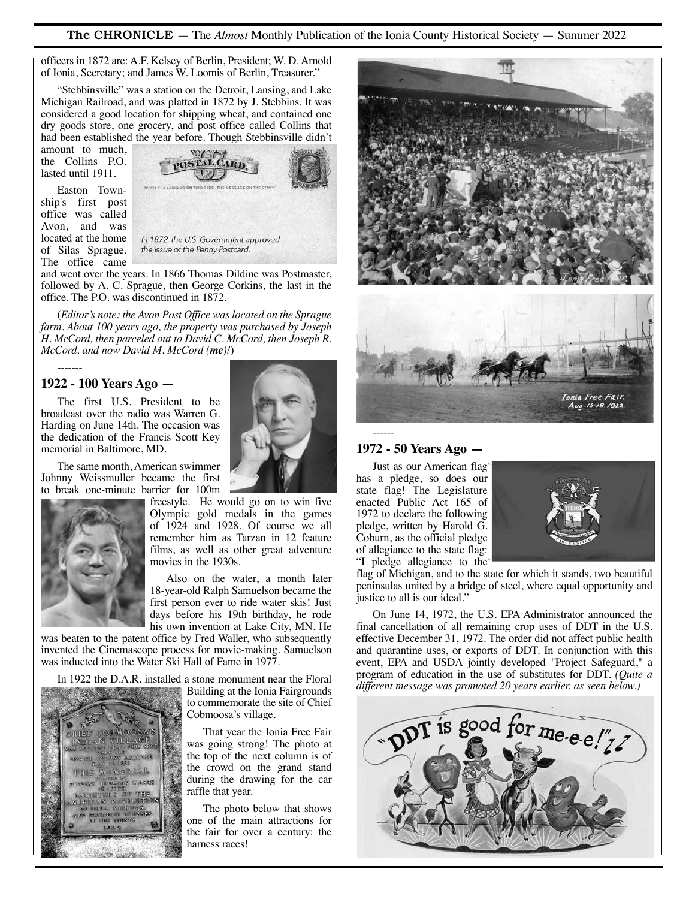officers in 1872 are: A.F. Kelsey of Berlin, President; W. D. Arnold of Ionia, Secretary; and James W. Loomis of Berlin, Treasurer."

"Stebbinsville" was a station on the Detroit, Lansing, and Lake Michigan Railroad, and was platted in 1872 by J. Stebbins. It was considered a good location for shipping wheat, and contained one dry goods store, one grocery, and post office called Collins that had been established the year before. Though Stebbinsville didn't amount to much, the Collins P.O. lasted until 1911.

In 1872, the U.S. Government approved the issue of the Penny Postcard.

Easton Township's first post office was called Avon, and was located at the home of Silas Sprague. The office came and went over the years. In 1866 Thomas Dildine was Postmaster, followed by A. C. Sprague, then George Corkins, the last in the office. The P.O. was discontinued in 1872.

(*Editor's note: the Avon Post Office was located on the Sprague farm. About 100 years ago, the property was purchased by Joseph H. McCord, then parceled out to David C. McCord, then Joseph R. McCord, and now David M. McCord (**me**)!*)

-------

## 1922 - 100 Years Ago —

The first U.S. President to be broadcast over the radio was Warren G. Harding on June 14th. The occasion was the dedication of the Francis Scott Key memorial in Baltimore, MD.

The same month, American swimmer Johnny Weissmuller became the first to break one-minute barrier for 100m freestyle. He would go on to win five Olympic gold medals in the games of 1924 and 1928. Of course we all remember him as Tarzan in 12 feature films, as well as other great adventure movies in the 1930s.

Also on the water, a month later 18-year-old Ralph Samuelson became the first person ever to ride water skis! Just days before his 19th birthday, he rode his own invention at Lake City, MN. He was beaten to the patent office by Fred Waller, who subsequently invented the Cinemascope process for movie-making. Samuelson was inducted into the Water Ski Hall of Fame in 1977.

In 1922 the D.A.R. installed a stone monument near the Floral Building at the Ionia Fairgrounds to commemorate the site of Chief Cobmoosa's village.

That year the Ionia Free Fair was going strong! The photo at the top of the next column is of the crowd on the grand stand during the drawing for the car raffle that year.

The photo below that shows one of the main attractions for the fair for over a century: the harness races!

------

## 1972 - 50 Years Ago —

Just as our American flag has a pledge, so does our state flag! The Legislature enacted Public Act 165 of 1972 to declare the following pledge, written by Harold G. Coburn, as the official pledge of allegiance to the state flag: "I pledge allegiance to the flag of Michigan, and to the state for which it stands, two beautiful peninsulas united by a bridge of steel, where equal opportunity and justice to all is our ideal."

On June 14, 1972, the U.S. EPA Administrator announced the final cancellation of all remaining crop uses of DDT in the U.S. effective December 31, 1972. The order did not affect public health and quarantine uses, or exports of DDT. In conjunction with this event, EPA and USDA jointly developed "Project Safeguard," a program of education in the use of substitutes for DDT. *(Quite a different message was promoted 20 years earlier, as seen below.)*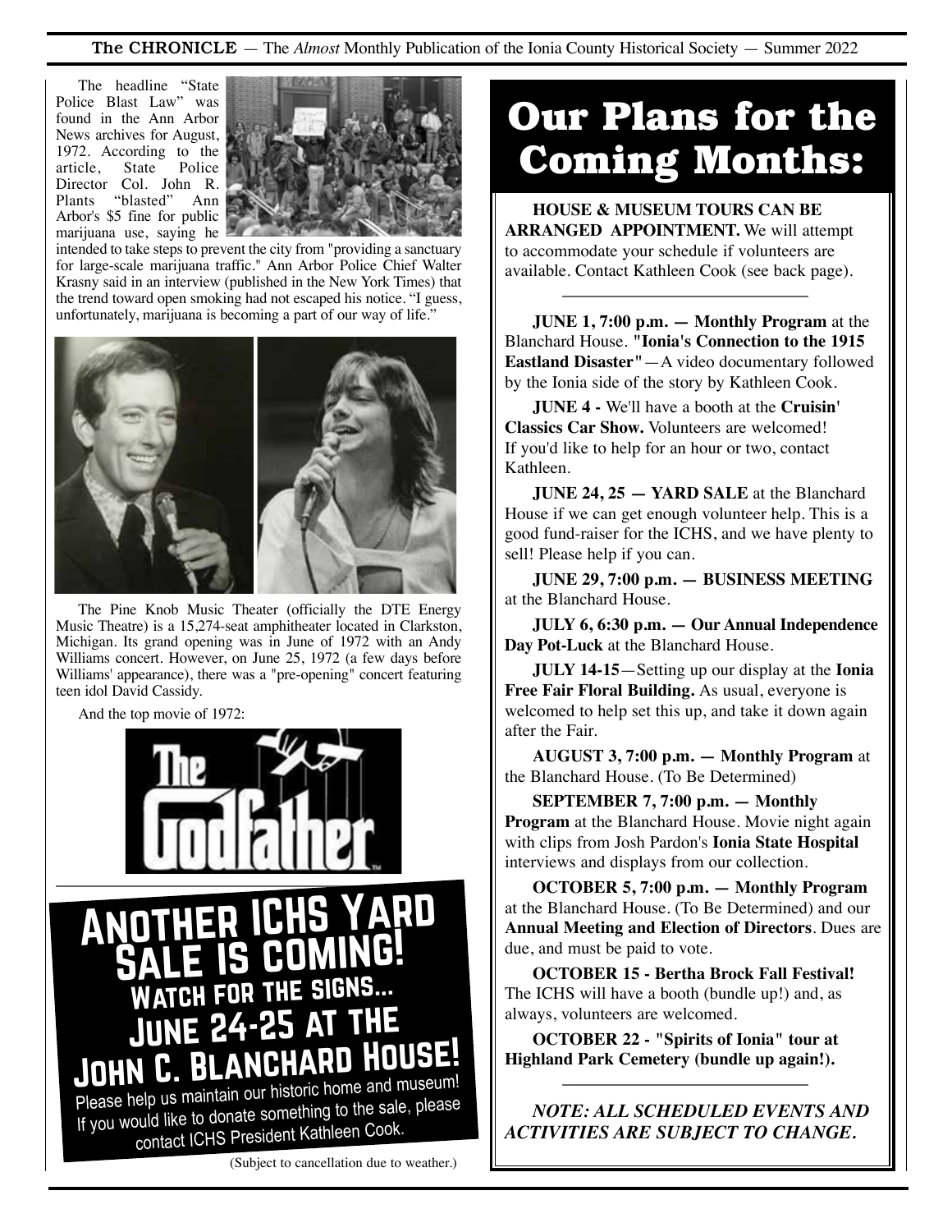The headline "State Police Blast Law" was found in the Ann Arbor News archives for August, 1972. According to the article, State Police Director Col. John R. Plants "blasted" Ann Arbor's $5 fine for public marijuana use, saying he intended to take steps to prevent the city from "providing a sanctuary for large-scale marijuana traffic." Ann Arbor Police Chief Walter Krasny said in an interview (published in the New York Times) that the trend toward open smoking had not escaped his notice. "I guess, unfortunately, marijuana is becoming a part of our way of life."

The Pine Knob Music Theater (officially the DTE Energy Music Theatre) is a 15,274-seat amphitheater located in Clarkston, Michigan. Its grand opening was in June of 1972 with an Andy Williams concert. However, on June 25, 1972 (a few days before Williams' appearance), there was a "pre-opening" concert featuring teen idol David Cassidy.

And the top movie of 1972:

The Godfather

## Another ICHS Yard Sale is Coming!

### Watch for the signs...

### June 24-25 at the John C. Blanchard House!

Please help us maintain our historic home and museum! If you would like to donate something to the sale, please contact ICHS President Kathleen Cook.

(Subject to cancellation due to weather.)

# Our Plans for the Coming Months:

**HOUSE & MUSEUM TOURS CAN BE ARRANGED APPOINTMENT.** We will attempt to accommodate your schedule if volunteers are available. Contact Kathleen Cook (see back page).

---

**JUNE 1, 7:00 p.m. — Monthly Program** at the Blanchard House. **"Ionia's Connection to the 1915 Eastland Disaster"**—A video documentary followed by the Ionia side of the story by Kathleen Cook.

**JUNE 4 -** We'll have a booth at the **Cruisin' Classics Car Show.** Volunteers are welcomed! If you'd like to help for an hour or two, contact Kathleen.

**JUNE 24, 25 — YARD SALE** at the Blanchard House if we can get enough volunteer help. This is a good fund-raiser for the ICHS, and we have plenty to sell! Please help if you can.

**JUNE 29, 7:00 p.m. — BUSINESS MEETING** at the Blanchard House.

**JULY 6, 6:30 p.m. — Our Annual Independence Day Pot-Luck** at the Blanchard House.

**JULY 14-15**—Setting up our display at the **Ionia Free Fair Floral Building.** As usual, everyone is welcomed to help set this up, and take it down again after the Fair.

**AUGUST 3, 7:00 p.m. — Monthly Program** at the Blanchard House. (To Be Determined)

**SEPTEMBER 7, 7:00 p.m. — Monthly Program** at the Blanchard House. Movie night again with clips from Josh Pardon's **Ionia State Hospital** interviews and displays from our collection.

**OCTOBER 5, 7:00 p.m. — Monthly Program** at the Blanchard House. (To Be Determined) and our **Annual Meeting and Election of Directors**. Dues are due, and must be paid to vote.

**OCTOBER 15 - Bertha Brock Fall Festival!** The ICHS will have a booth (bundle up!) and, as always, volunteers are welcomed.

**OCTOBER 22 - "Spirits of Ionia" tour at Highland Park Cemetery (bundle up again!).**

---

***NOTE: ALL SCHEDULED EVENTS AND ACTIVITIES ARE SUBJECT TO CHANGE.***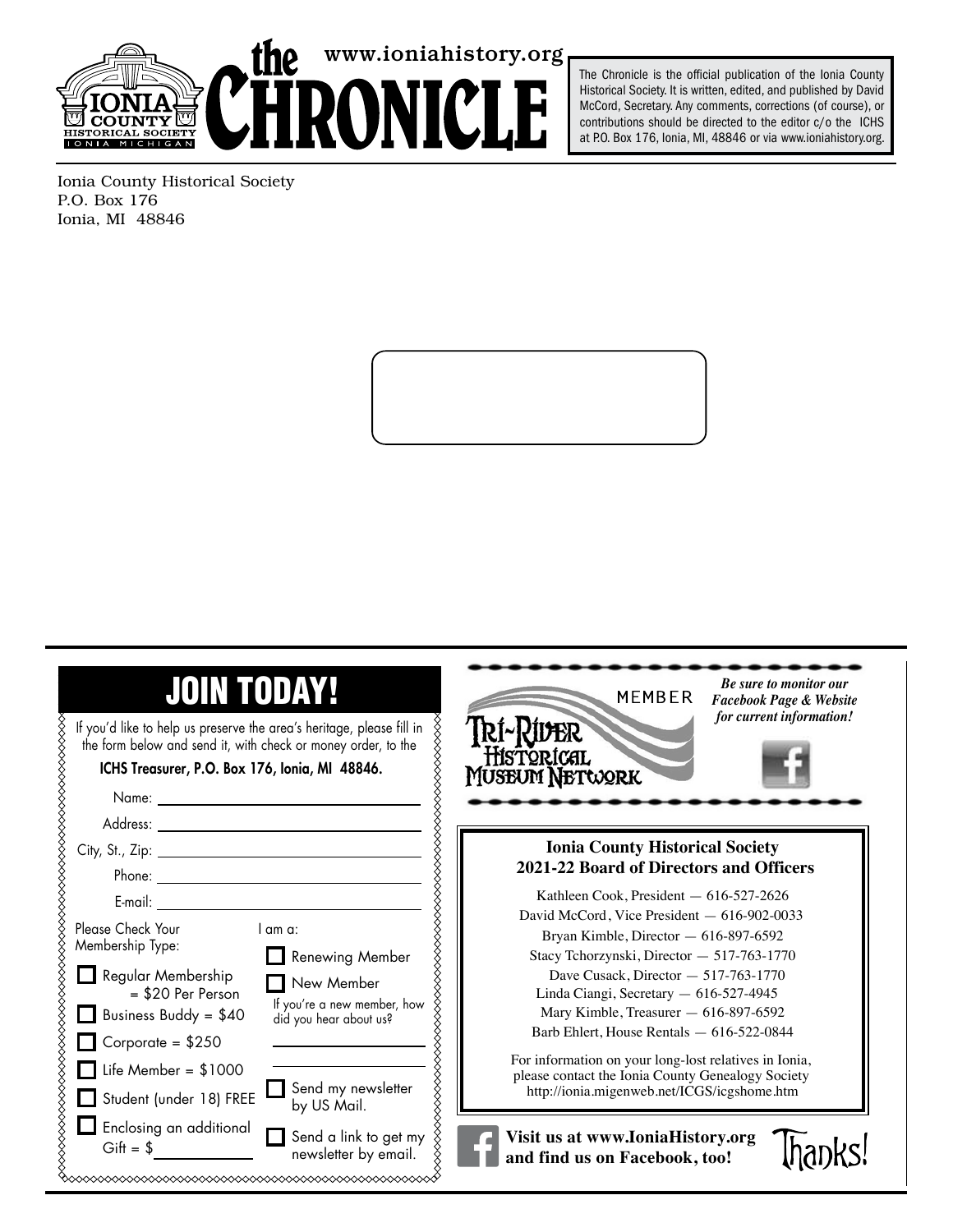# the CHRONICLE

www.ioniahistory.org

IONIA COUNTY HISTORICAL SOCIETY
IONIA MICHIGAN

The Chronicle is the official publication of the Ionia County Historical Society. It is written, edited, and published by David McCord, Secretary. Any comments, corrections (of course), or contributions should be directed to the editor c/o the ICHS at P.O. Box 176, Ionia, MI, 48846 or via www.ioniahistory.org.

Ionia County Historical Society
P.O. Box 176
Ionia, MI 48846

## JOIN TODAY!

If you'd like to help us preserve the area's heritage, please fill in the form below and send it, with check or money order, to the

**ICHS Treasurer, P.O. Box 176, Ionia, MI 48846.**

Name: ____________________

Address: ____________________

City, St., Zip: ____________________

Phone: ____________________

E-mail: ____________________

Please Check Your Membership Type:

- ☐ Regular Membership = $20 Per Person
- ☐ Business Buddy = $40
- ☐ Corporate = $250
- ☐ Life Member = $1000
- ☐ Student (under 18) FREE
- ☐ Enclosing an additional Gift = $__________

I am a:

- ☐ Renewing Member
- ☐ New Member

If you're a new member, how did you hear about us?

____________________

____________________

- ☐ Send my newsletter by US Mail.
- ☐ Send a link to get my newsletter by email.

MEMBER
TRI-RIVER HISTORICAL MUSEUM NETWORK

***Be sure to monitor our Facebook Page & Website for current information!***

### Ionia County Historical Society 2021-22 Board of Directors and Officers

Kathleen Cook, President — 616-527-2626
David McCord, Vice President — 616-902-0033
Bryan Kimble, Director — 616-897-6592
Stacy Tchorzynski, Director — 517-763-1770
Dave Cusack, Director — 517-763-1770
Linda Ciangi, Secretary — 616-527-4945
Mary Kimble, Treasurer — 616-897-6592
Barb Ehlert, House Rentals — 616-522-0844

For information on your long-lost relatives in Ionia, please contact the Ionia County Genealogy Society http://ionia.migenweb.net/ICGS/icgshome.htm

**Visit us at www.IoniaHistory.org and find us on Facebook, too!**

Thanks!